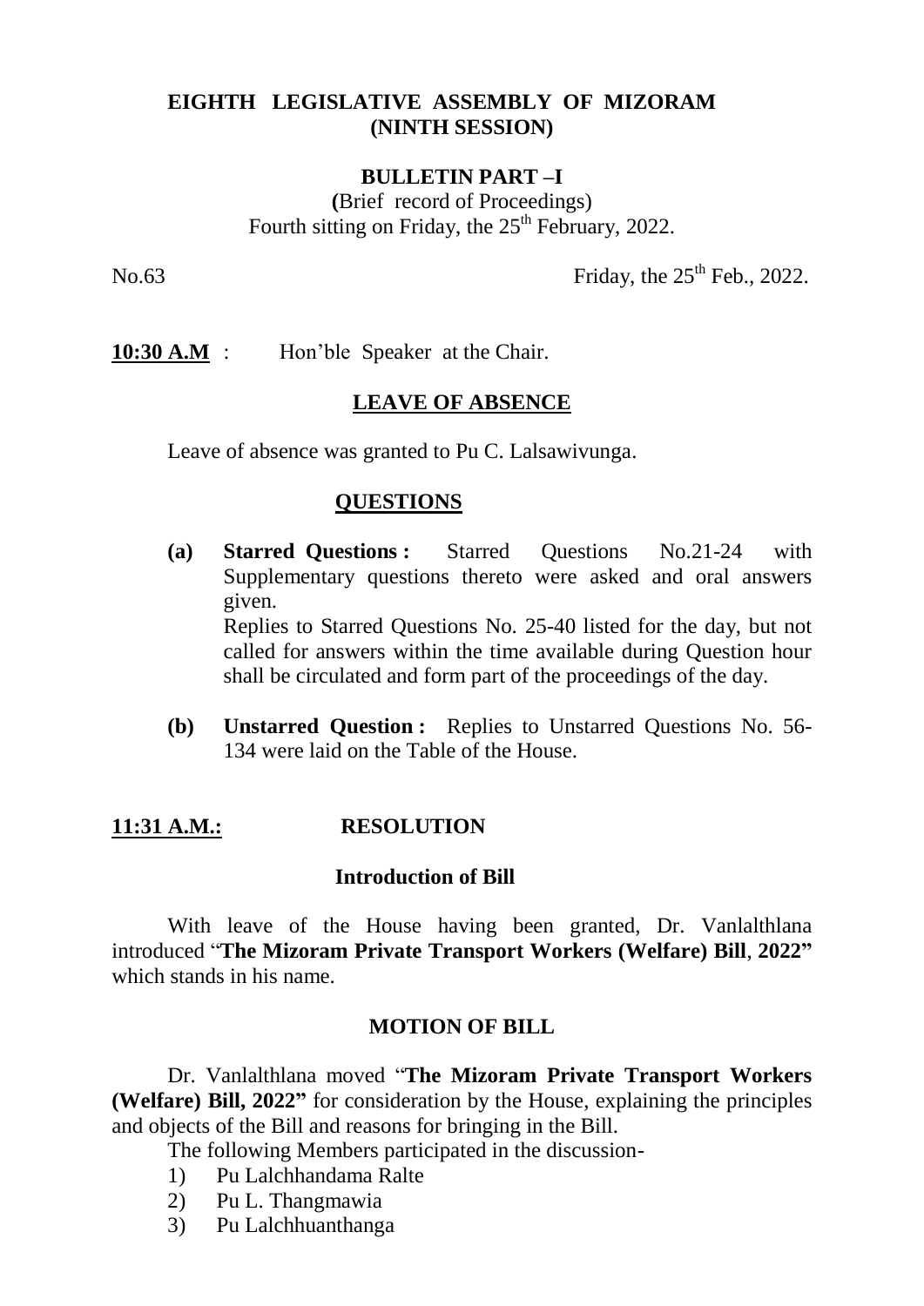**EIGHTH LEGISLATIVE ASSEMBLY OF MIZORAM**
**(NINTH SESSION)**

**BULLETIN PART –I**
**(**Brief record of Proceedings)
Fourth sitting on Friday, the 25th February, 2022.

No.63 Friday, the 25th Feb., 2022.

**10:30 A.M** : Hon'ble Speaker at the Chair.

**LEAVE OF ABSENCE**

Leave of absence was granted to Pu C. Lalsawivunga.

**QUESTIONS**

- **(a) Starred Questions :** Starred Questions No.21-24 with Supplementary questions thereto were asked and oral answers given.
  Replies to Starred Questions No. 25-40 listed for the day, but not called for answers within the time available during Question hour shall be circulated and form part of the proceedings of the day.

- **(b) Unstarred Question :** Replies to Unstarred Questions No. 56-134 were laid on the Table of the House.

**11:31 A.M.: RESOLUTION**

**Introduction of Bill**

With leave of the House having been granted, Dr. Vanlalthlana introduced "**The Mizoram Private Transport Workers (Welfare) Bill**, **2022"** which stands in his name.

**MOTION OF BILL**

Dr. Vanlalthlana moved "**The Mizoram Private Transport Workers (Welfare) Bill, 2022"** for consideration by the House, explaining the principles and objects of the Bill and reasons for bringing in the Bill.

The following Members participated in the discussion-

1) Pu Lalchhandama Ralte
2) Pu L. Thangmawia
3) Pu Lalchhuanthanga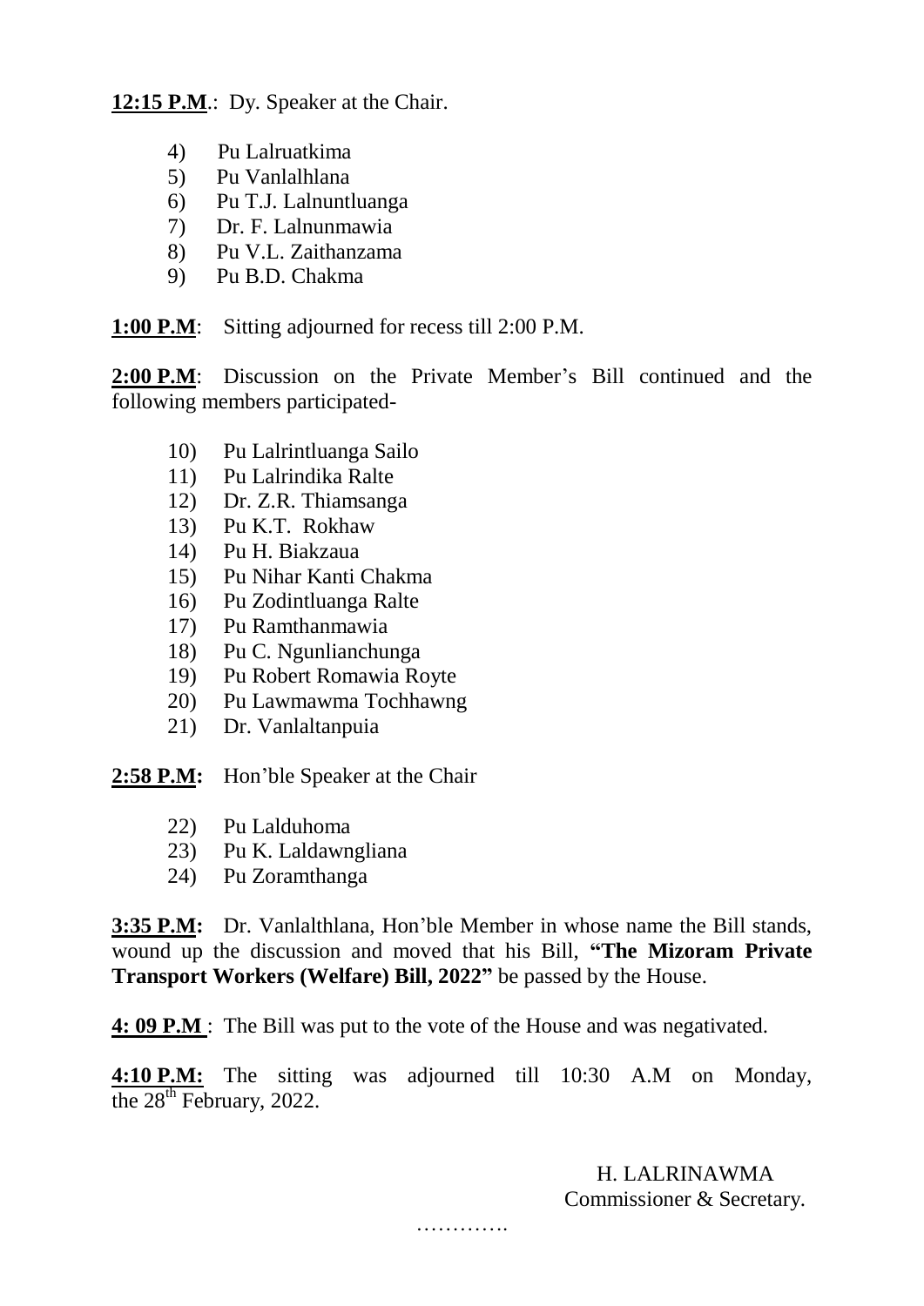**12:15 P.M**.: Dy. Speaker at the Chair.

4) Pu Lalruatkima
5) Pu Vanlalhlana
6) Pu T.J. Lalnuntluanga
7) Dr. F. Lalnunmawia
8) Pu V.L. Zaithanzama
9) Pu B.D. Chakma

**1:00 P.M**: Sitting adjourned for recess till 2:00 P.M.

**2:00 P.M**: Discussion on the Private Member's Bill continued and the following members participated-

10) Pu Lalrintluanga Sailo
11) Pu Lalrindika Ralte
12) Dr. Z.R. Thiamsanga
13) Pu K.T. Rokhaw
14) Pu H. Biakzaua
15) Pu Nihar Kanti Chakma
16) Pu Zodintluanga Ralte
17) Pu Ramthanmawia
18) Pu C. Ngunlianchunga
19) Pu Robert Romawia Royte
20) Pu Lawmawma Tochhawng
21) Dr. Vanlaltanpuia

**2:58 P.M:** Hon'ble Speaker at the Chair

22) Pu Lalduhoma
23) Pu K. Laldawngliana
24) Pu Zoramthanga

**3:35 P.M:** Dr. Vanlalthlana, Hon'ble Member in whose name the Bill stands, wound up the discussion and moved that his Bill, **"The Mizoram Private Transport Workers (Welfare) Bill, 2022"** be passed by the House.

**4: 09 P.M** : The Bill was put to the vote of the House and was negativated.

**4:10 P.M:** The sitting was adjourned till 10:30 A.M on Monday, the 28th February, 2022.

H. LALRINAWMA
Commissioner & Secretary.

………….